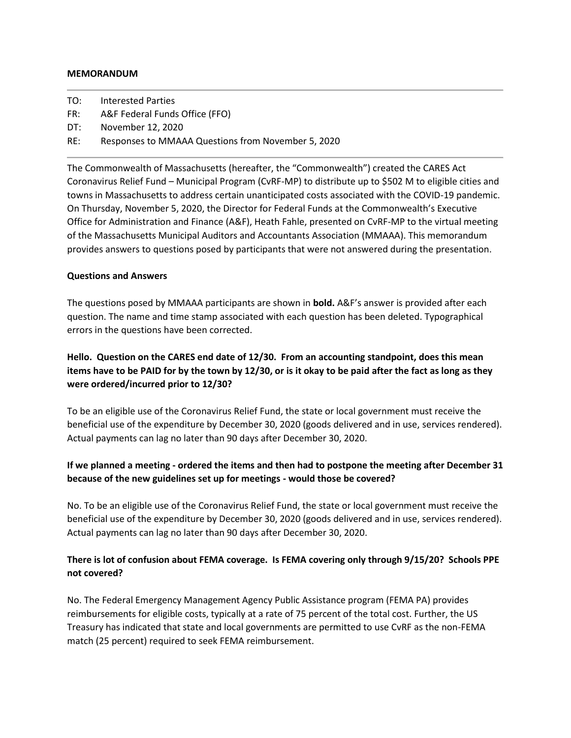**MEMORANDUM**

---

TO: Interested Parties
FR: A&F Federal Funds Office (FFO)
DT: November 12, 2020
RE: Responses to MMAAA Questions from November 5, 2020

---

The Commonwealth of Massachusetts (hereafter, the "Commonwealth") created the CARES Act Coronavirus Relief Fund – Municipal Program (CvRF-MP) to distribute up to $502 M to eligible cities and towns in Massachusetts to address certain unanticipated costs associated with the COVID-19 pandemic. On Thursday, November 5, 2020, the Director for Federal Funds at the Commonwealth's Executive Office for Administration and Finance (A&F), Heath Fahle, presented on CvRF-MP to the virtual meeting of the Massachusetts Municipal Auditors and Accountants Association (MMAAA). This memorandum provides answers to questions posed by participants that were not answered during the presentation.

**Questions and Answers**

The questions posed by MMAAA participants are shown in **bold.** A&F's answer is provided after each question. The name and time stamp associated with each question has been deleted. Typographical errors in the questions have been corrected.

**Hello. Question on the CARES end date of 12/30. From an accounting standpoint, does this mean items have to be PAID for by the town by 12/30, or is it okay to be paid after the fact as long as they were ordered/incurred prior to 12/30?**

To be an eligible use of the Coronavirus Relief Fund, the state or local government must receive the beneficial use of the expenditure by December 30, 2020 (goods delivered and in use, services rendered). Actual payments can lag no later than 90 days after December 30, 2020.

**If we planned a meeting - ordered the items and then had to postpone the meeting after December 31 because of the new guidelines set up for meetings - would those be covered?**

No. To be an eligible use of the Coronavirus Relief Fund, the state or local government must receive the beneficial use of the expenditure by December 30, 2020 (goods delivered and in use, services rendered). Actual payments can lag no later than 90 days after December 30, 2020.

**There is lot of confusion about FEMA coverage. Is FEMA covering only through 9/15/20? Schools PPE not covered?**

No. The Federal Emergency Management Agency Public Assistance program (FEMA PA) provides reimbursements for eligible costs, typically at a rate of 75 percent of the total cost. Further, the US Treasury has indicated that state and local governments are permitted to use CvRF as the non-FEMA match (25 percent) required to seek FEMA reimbursement.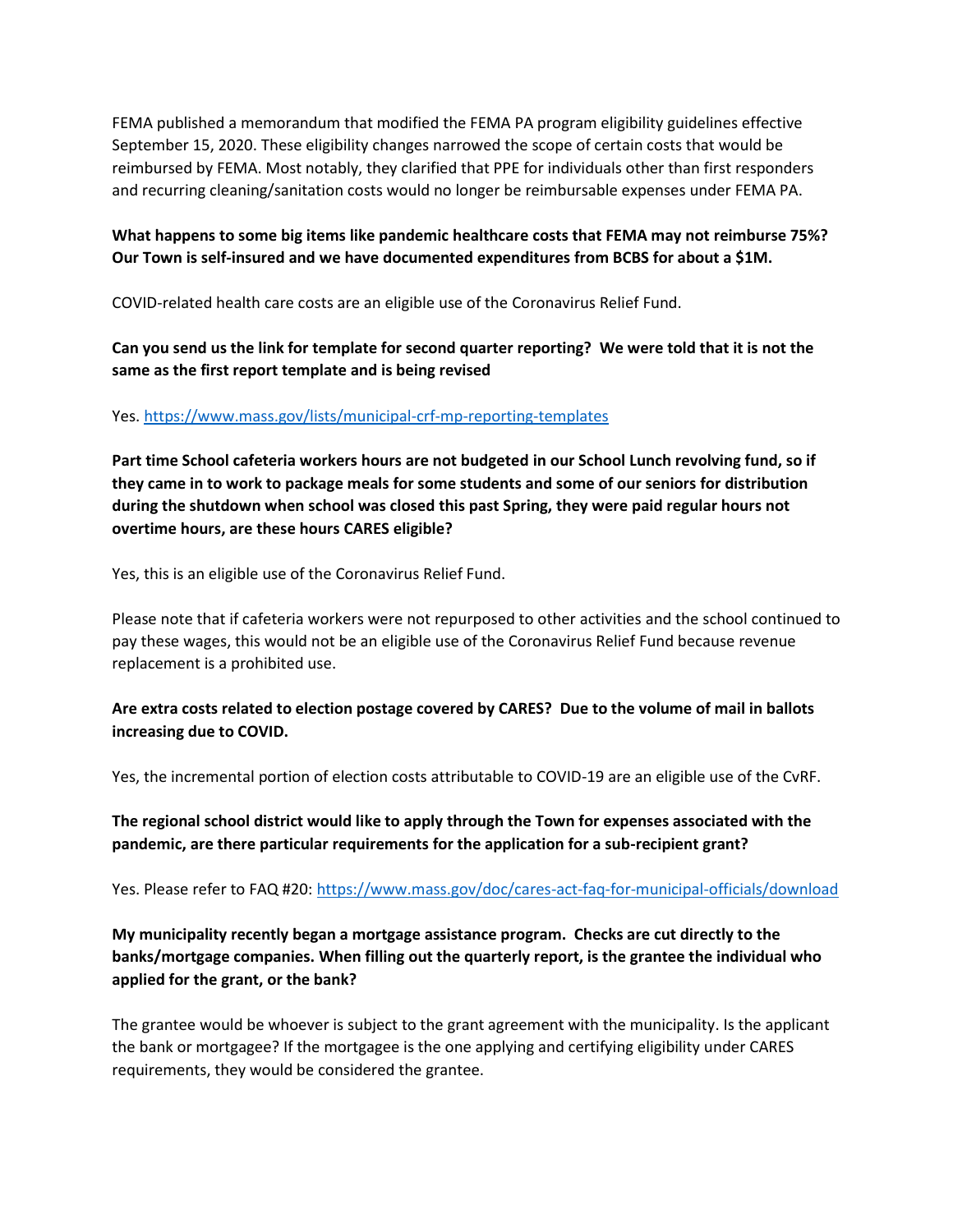FEMA published a memorandum that modified the FEMA PA program eligibility guidelines effective September 15, 2020. These eligibility changes narrowed the scope of certain costs that would be reimbursed by FEMA. Most notably, they clarified that PPE for individuals other than first responders and recurring cleaning/sanitation costs would no longer be reimbursable expenses under FEMA PA.

**What happens to some big items like pandemic healthcare costs that FEMA may not reimburse 75%? Our Town is self-insured and we have documented expenditures from BCBS for about a $1M.**

COVID-related health care costs are an eligible use of the Coronavirus Relief Fund.

**Can you send us the link for template for second quarter reporting? We were told that it is not the same as the first report template and is being revised**

Yes. https://www.mass.gov/lists/municipal-crf-mp-reporting-templates

**Part time School cafeteria workers hours are not budgeted in our School Lunch revolving fund, so if they came in to work to package meals for some students and some of our seniors for distribution during the shutdown when school was closed this past Spring, they were paid regular hours not overtime hours, are these hours CARES eligible?**

Yes, this is an eligible use of the Coronavirus Relief Fund.

Please note that if cafeteria workers were not repurposed to other activities and the school continued to pay these wages, this would not be an eligible use of the Coronavirus Relief Fund because revenue replacement is a prohibited use.

**Are extra costs related to election postage covered by CARES? Due to the volume of mail in ballots increasing due to COVID.**

Yes, the incremental portion of election costs attributable to COVID-19 are an eligible use of the CvRF.

**The regional school district would like to apply through the Town for expenses associated with the pandemic, are there particular requirements for the application for a sub-recipient grant?**

Yes. Please refer to FAQ #20: https://www.mass.gov/doc/cares-act-faq-for-municipal-officials/download

**My municipality recently began a mortgage assistance program. Checks are cut directly to the banks/mortgage companies. When filling out the quarterly report, is the grantee the individual who applied for the grant, or the bank?**

The grantee would be whoever is subject to the grant agreement with the municipality. Is the applicant the bank or mortgagee? If the mortgagee is the one applying and certifying eligibility under CARES requirements, they would be considered the grantee.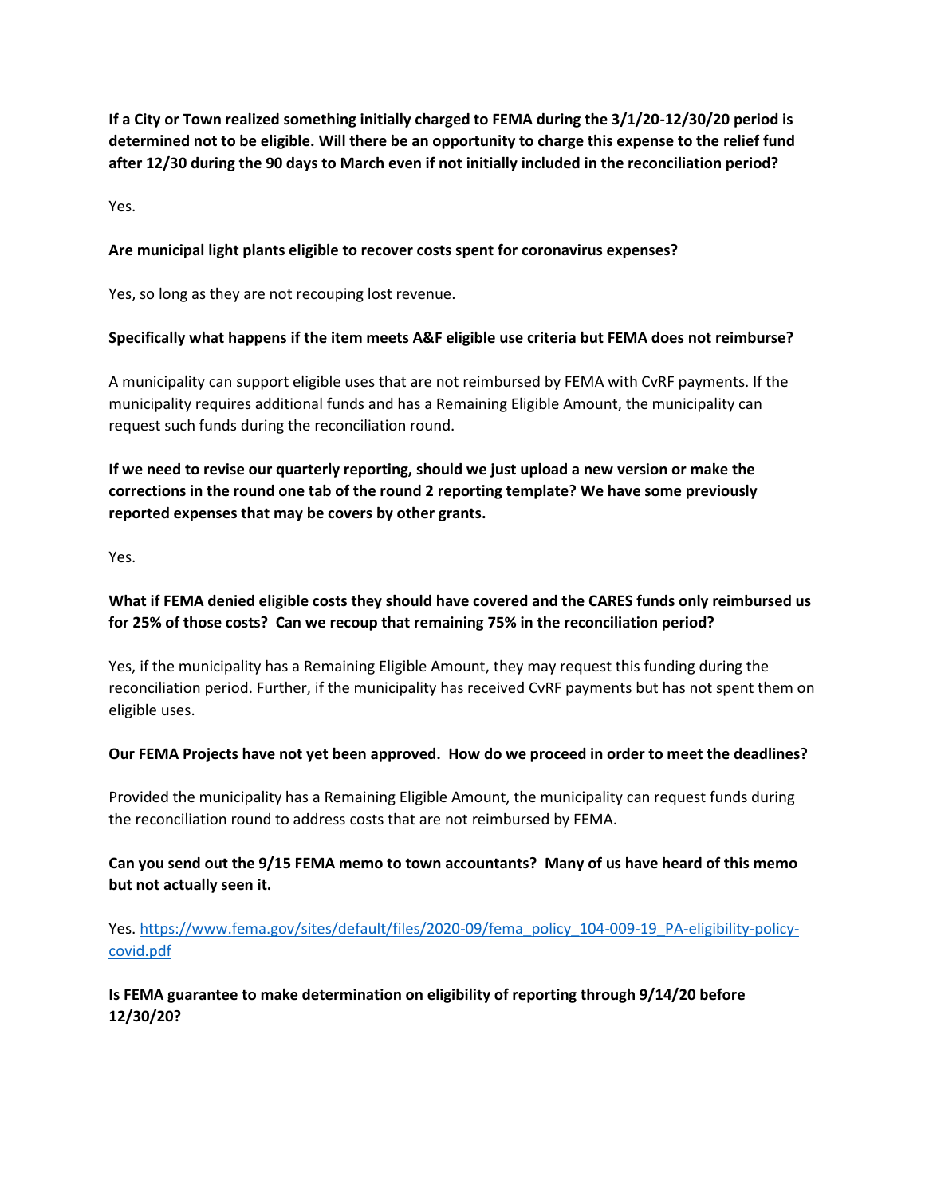**If a City or Town realized something initially charged to FEMA during the 3/1/20-12/30/20 period is determined not to be eligible. Will there be an opportunity to charge this expense to the relief fund after 12/30 during the 90 days to March even if not initially included in the reconciliation period?**

Yes.

**Are municipal light plants eligible to recover costs spent for coronavirus expenses?**

Yes, so long as they are not recouping lost revenue.

**Specifically what happens if the item meets A&F eligible use criteria but FEMA does not reimburse?**

A municipality can support eligible uses that are not reimbursed by FEMA with CvRF payments. If the municipality requires additional funds and has a Remaining Eligible Amount, the municipality can request such funds during the reconciliation round.

**If we need to revise our quarterly reporting, should we just upload a new version or make the corrections in the round one tab of the round 2 reporting template? We have some previously reported expenses that may be covers by other grants.**

Yes.

**What if FEMA denied eligible costs they should have covered and the CARES funds only reimbursed us for 25% of those costs? Can we recoup that remaining 75% in the reconciliation period?**

Yes, if the municipality has a Remaining Eligible Amount, they may request this funding during the reconciliation period. Further, if the municipality has received CvRF payments but has not spent them on eligible uses.

**Our FEMA Projects have not yet been approved. How do we proceed in order to meet the deadlines?**

Provided the municipality has a Remaining Eligible Amount, the municipality can request funds during the reconciliation round to address costs that are not reimbursed by FEMA.

**Can you send out the 9/15 FEMA memo to town accountants? Many of us have heard of this memo but not actually seen it.**

Yes. [https://www.fema.gov/sites/default/files/2020-09/fema_policy_104-009-19_PA-eligibility-policy-covid.pdf](https://www.fema.gov/sites/default/files/2020-09/fema_policy_104-009-19_PA-eligibility-policy-covid.pdf)

**Is FEMA guarantee to make determination on eligibility of reporting through 9/14/20 before 12/30/20?**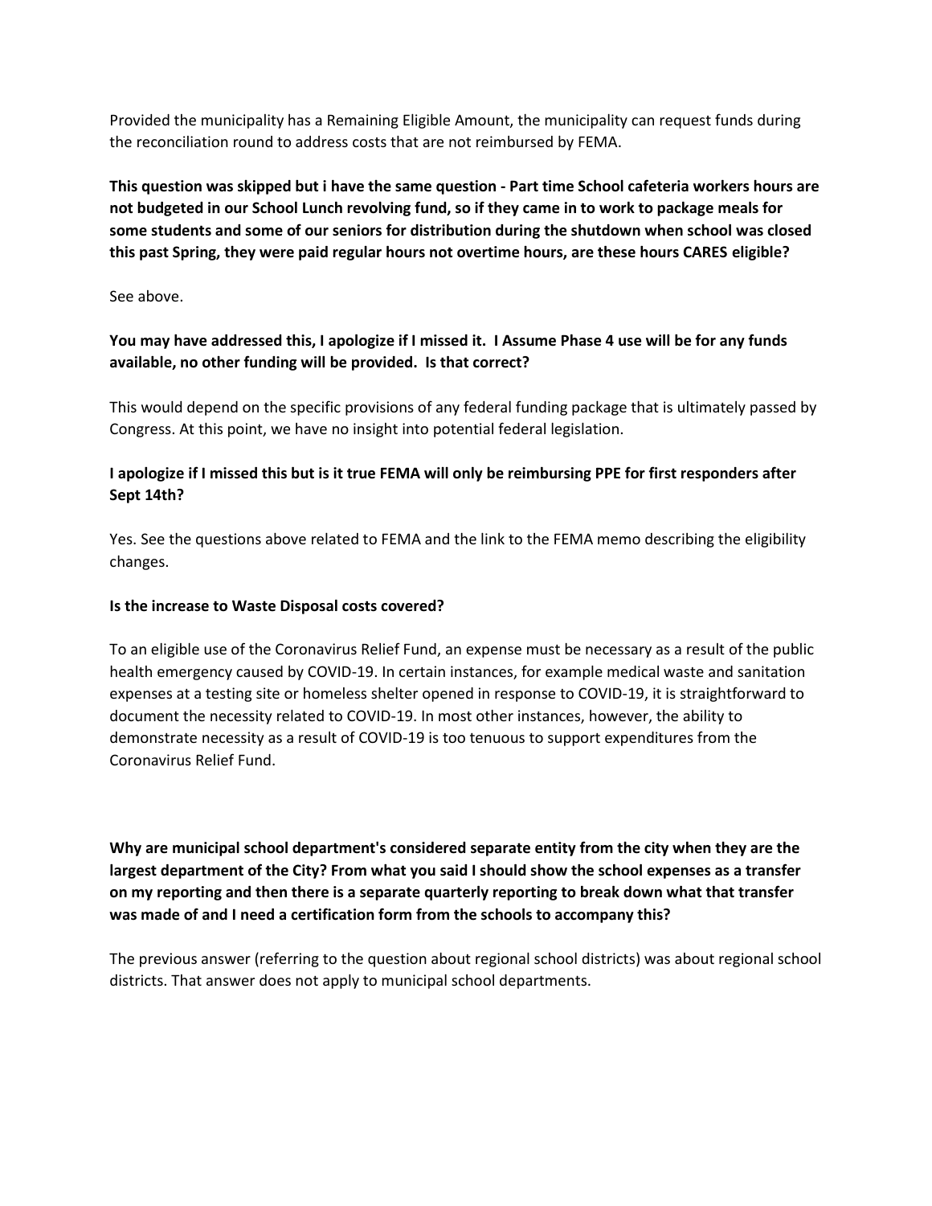Provided the municipality has a Remaining Eligible Amount, the municipality can request funds during the reconciliation round to address costs that are not reimbursed by FEMA.

**This question was skipped but i have the same question - Part time School cafeteria workers hours are not budgeted in our School Lunch revolving fund, so if they came in to work to package meals for some students and some of our seniors for distribution during the shutdown when school was closed this past Spring, they were paid regular hours not overtime hours, are these hours CARES eligible?**

See above.

**You may have addressed this, I apologize if I missed it. I Assume Phase 4 use will be for any funds available, no other funding will be provided. Is that correct?**

This would depend on the specific provisions of any federal funding package that is ultimately passed by Congress. At this point, we have no insight into potential federal legislation.

**I apologize if I missed this but is it true FEMA will only be reimbursing PPE for first responders after Sept 14th?**

Yes. See the questions above related to FEMA and the link to the FEMA memo describing the eligibility changes.

**Is the increase to Waste Disposal costs covered?**

To an eligible use of the Coronavirus Relief Fund, an expense must be necessary as a result of the public health emergency caused by COVID-19. In certain instances, for example medical waste and sanitation expenses at a testing site or homeless shelter opened in response to COVID-19, it is straightforward to document the necessity related to COVID-19. In most other instances, however, the ability to demonstrate necessity as a result of COVID-19 is too tenuous to support expenditures from the Coronavirus Relief Fund.

**Why are municipal school department's considered separate entity from the city when they are the largest department of the City? From what you said I should show the school expenses as a transfer on my reporting and then there is a separate quarterly reporting to break down what that transfer was made of and I need a certification form from the schools to accompany this?**

The previous answer (referring to the question about regional school districts) was about regional school districts. That answer does not apply to municipal school departments.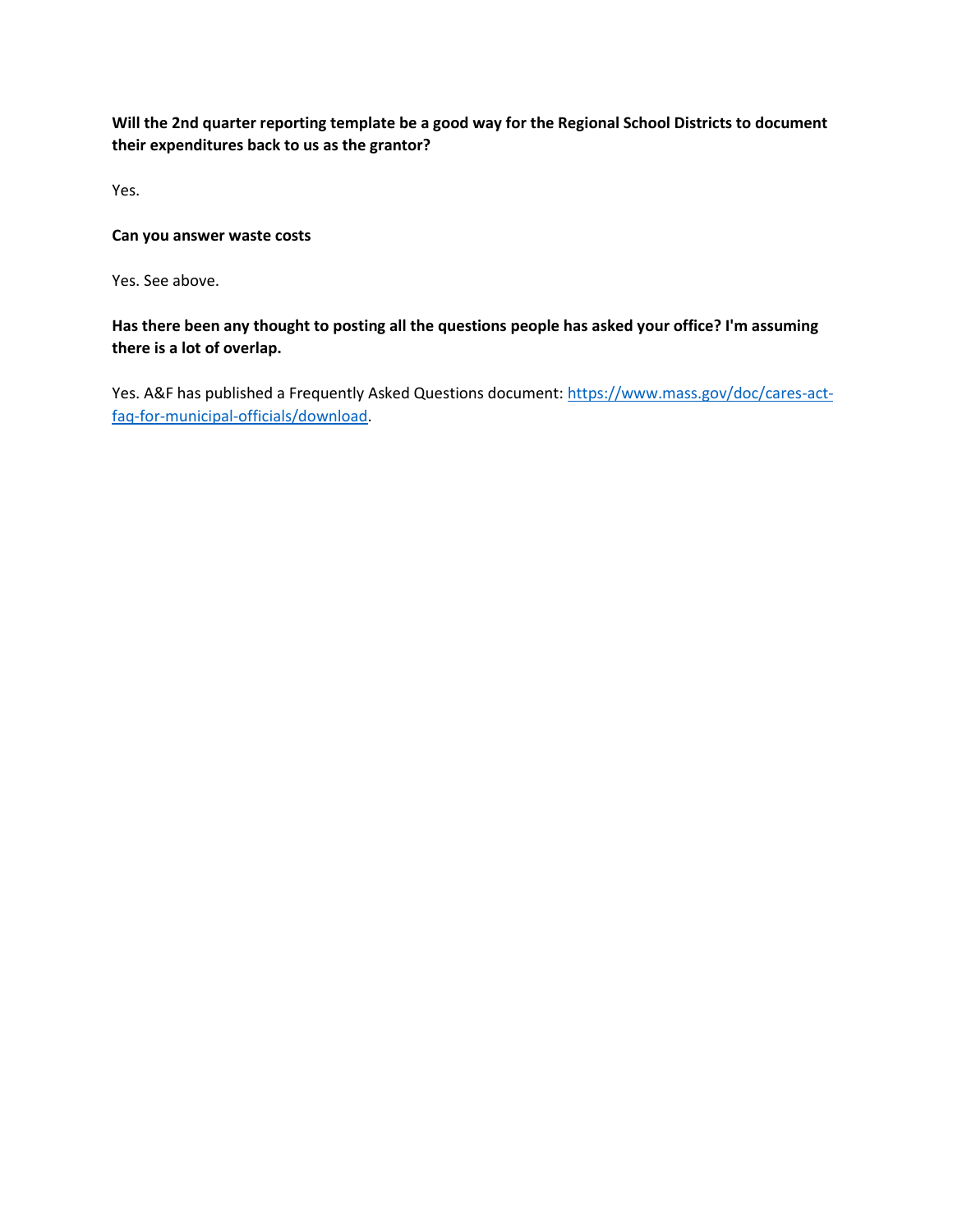**Will the 2nd quarter reporting template be a good way for the Regional School Districts to document their expenditures back to us as the grantor?**

Yes.

**Can you answer waste costs**

Yes. See above.

**Has there been any thought to posting all the questions people has asked your office? I'm assuming there is a lot of overlap.**

Yes. A&F has published a Frequently Asked Questions document: [https://www.mass.gov/doc/cares-act-faq-for-municipal-officials/download](https://www.mass.gov/doc/cares-act-faq-for-municipal-officials/download).